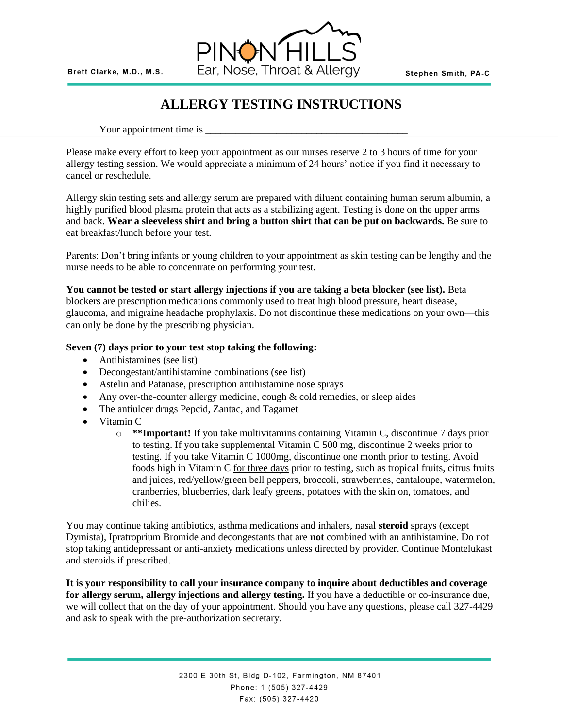Brett Clarke, M.D., M.S.

PINON HILLS
Ear, Nose, Throat & Allergy

Stephen Smith, PA-C

# ALLERGY TESTING INSTRUCTIONS

Your appointment time is ______________________________________

Please make every effort to keep your appointment as our nurses reserve 2 to 3 hours of time for your allergy testing session. We would appreciate a minimum of 24 hours' notice if you find it necessary to cancel or reschedule.

Allergy skin testing sets and allergy serum are prepared with diluent containing human serum albumin, a highly purified blood plasma protein that acts as a stabilizing agent. Testing is done on the upper arms and back. **Wear a sleeveless shirt and bring a button shirt that can be put on backwards.** Be sure to eat breakfast/lunch before your test.

Parents: Don't bring infants or young children to your appointment as skin testing can be lengthy and the nurse needs to be able to concentrate on performing your test.

**You cannot be tested or start allergy injections if you are taking a beta blocker (see list).** Beta blockers are prescription medications commonly used to treat high blood pressure, heart disease, glaucoma, and migraine headache prophylaxis. Do not discontinue these medications on your own—this can only be done by the prescribing physician.

**Seven (7) days prior to your test stop taking the following:**

- Antihistamines (see list)
- Decongestant/antihistamine combinations (see list)
- Astelin and Patanase, prescription antihistamine nose sprays
- Any over-the-counter allergy medicine, cough & cold remedies, or sleep aides
- The antiulcer drugs Pepcid, Zantac, and Tagamet
- Vitamin C
  - ****Important!** If you take multivitamins containing Vitamin C, discontinue 7 days prior to testing. If you take supplemental Vitamin C 500 mg, discontinue 2 weeks prior to testing. If you take Vitamin C 1000mg, discontinue one month prior to testing. Avoid foods high in Vitamin C for three days prior to testing, such as tropical fruits, citrus fruits and juices, red/yellow/green bell peppers, broccoli, strawberries, cantaloupe, watermelon, cranberries, blueberries, dark leafy greens, potatoes with the skin on, tomatoes, and chilies.

You may continue taking antibiotics, asthma medications and inhalers, nasal **steroid** sprays (except Dymista), Ipratropium Bromide and decongestants that are **not** combined with an antihistamine. Do not stop taking antidepressant or anti-anxiety medications unless directed by provider. Continue Montelukast and steroids if prescribed.

**It is your responsibility to call your insurance company to inquire about deductibles and coverage for allergy serum, allergy injections and allergy testing.** If you have a deductible or co-insurance due, we will collect that on the day of your appointment. Should you have any questions, please call 327-4429 and ask to speak with the pre-authorization secretary.

2300 E 30th St, Bldg D-102, Farmington, NM 87401
Phone: 1 (505) 327-4429
Fax: (505) 327-4420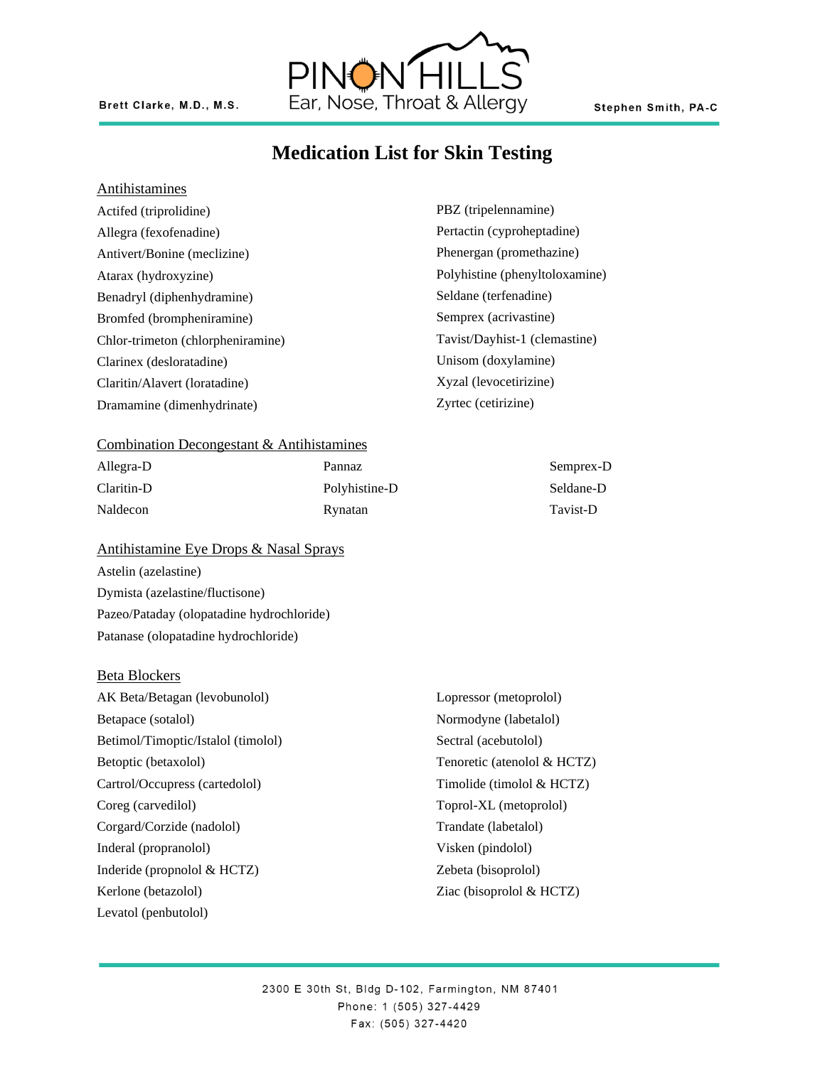# Medication List for Skin Testing

## Antihistamines

Actifed (triprolidine)
Allegra (fexofenadine)
Antivert/Bonine (meclizine)
Atarax (hydroxyzine)
Benadryl (diphenhydramine)
Bromfed (brompheniramine)
Chlor-trimeton (chlorpheniramine)
Clarinex (desloratadine)
Claritin/Alavert (loratadine)
Dramamine (dimenhydrinate)
PBZ (tripelennamine)
Pertactin (cyproheptadine)
Phenergan (promethazine)
Polyhistine (phenyltoloxamine)
Seldane (terfenadine)
Semprex (acrivastine)
Tavist/Dayhist-1 (clemastine)
Unisom (doxylamine)
Xyzal (levocetirizine)
Zyrtec (cetirizine)

## Combination Decongestant & Antihistamines

Allegra-D
Claritin-D
Naldecon
Pannaz
Polyhistine-D
Rynatan
Semprex-D
Seldane-D
Tavist-D

## Antihistamine Eye Drops & Nasal Sprays

Astelin (azelastine)
Dymista (azelastine/fluctisone)
Pazeo/Pataday (olopatadine hydrochloride)
Patanase (olopatadine hydrochloride)

## Beta Blockers

AK Beta/Betagan (levobunolol)
Betapace (sotalol)
Betimol/Timoptic/Istalol (timolol)
Betoptic (betaxolol)
Cartrol/Occupress (cartedolol)
Coreg (carvedilol)
Corgard/Corzide (nadolol)
Inderal (propranolol)
Inderide (propnolol & HCTZ)
Kerlone (betazolol)
Levatol (penbutolol)
Lopressor (metoprolol)
Normodyne (labetalol)
Sectral (acebutolol)
Tenoretic (atenolol & HCTZ)
Timolide (timolol & HCTZ)
Toprol-XL (metoprolol)
Trandate (labetalol)
Visken (pindolol)
Zebeta (bisoprolol)
Ziac (bisoprolol & HCTZ)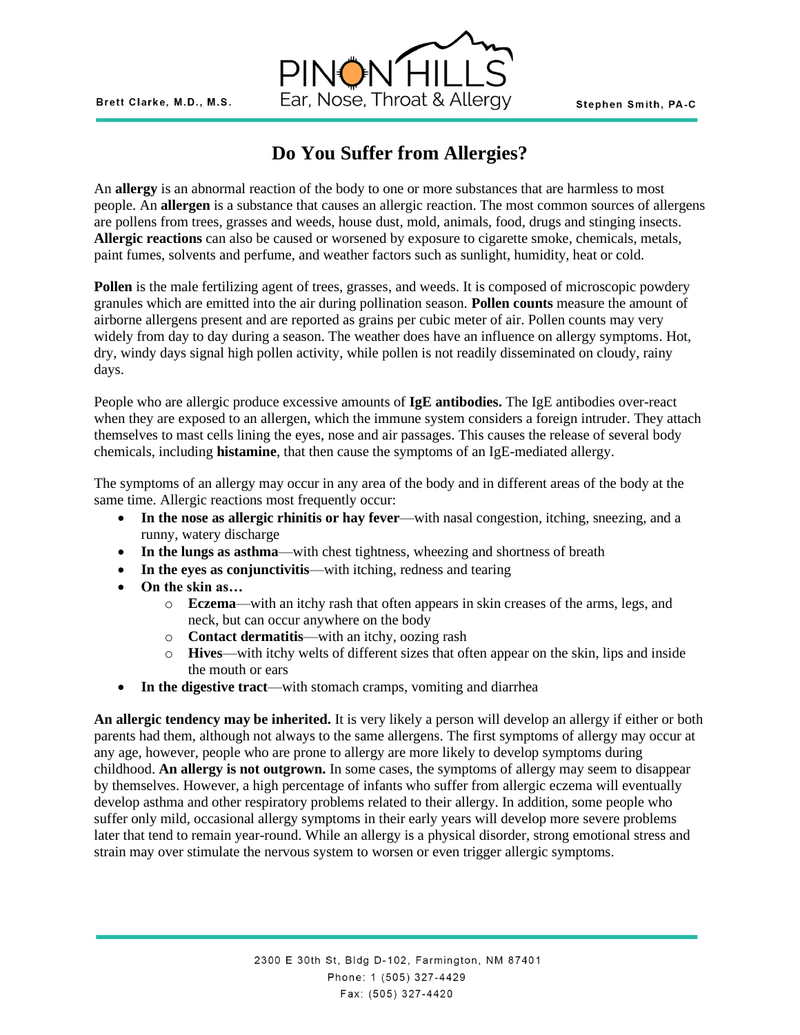# Do You Suffer from Allergies?

An **allergy** is an abnormal reaction of the body to one or more substances that are harmless to most people. An **allergen** is a substance that causes an allergic reaction. The most common sources of allergens are pollens from trees, grasses and weeds, house dust, mold, animals, food, drugs and stinging insects. **Allergic reactions** can also be caused or worsened by exposure to cigarette smoke, chemicals, metals, paint fumes, solvents and perfume, and weather factors such as sunlight, humidity, heat or cold.

**Pollen** is the male fertilizing agent of trees, grasses, and weeds. It is composed of microscopic powdery granules which are emitted into the air during pollination season. **Pollen counts** measure the amount of airborne allergens present and are reported as grains per cubic meter of air. Pollen counts may very widely from day to day during a season. The weather does have an influence on allergy symptoms. Hot, dry, windy days signal high pollen activity, while pollen is not readily disseminated on cloudy, rainy days.

People who are allergic produce excessive amounts of **IgE antibodies.** The IgE antibodies over-react when they are exposed to an allergen, which the immune system considers a foreign intruder. They attach themselves to mast cells lining the eyes, nose and air passages. This causes the release of several body chemicals, including **histamine**, that then cause the symptoms of an IgE-mediated allergy.

The symptoms of an allergy may occur in any area of the body and in different areas of the body at the same time. Allergic reactions most frequently occur:

- **In the nose as allergic rhinitis or hay fever**—with nasal congestion, itching, sneezing, and a runny, watery discharge
- **In the lungs as asthma**—with chest tightness, wheezing and shortness of breath
- **In the eyes as conjunctivitis**—with itching, redness and tearing
- **On the skin as…**
  - **Eczema**—with an itchy rash that often appears in skin creases of the arms, legs, and neck, but can occur anywhere on the body
  - **Contact dermatitis**—with an itchy, oozing rash
  - **Hives**—with itchy welts of different sizes that often appear on the skin, lips and inside the mouth or ears
- **In the digestive tract**—with stomach cramps, vomiting and diarrhea

**An allergic tendency may be inherited.** It is very likely a person will develop an allergy if either or both parents had them, although not always to the same allergens. The first symptoms of allergy may occur at any age, however, people who are prone to allergy are more likely to develop symptoms during childhood. **An allergy is not outgrown.** In some cases, the symptoms of allergy may seem to disappear by themselves. However, a high percentage of infants who suffer from allergic eczema will eventually develop asthma and other respiratory problems related to their allergy. In addition, some people who suffer only mild, occasional allergy symptoms in their early years will develop more severe problems later that tend to remain year-round. While an allergy is a physical disorder, strong emotional stress and strain may over stimulate the nervous system to worsen or even trigger allergic symptoms.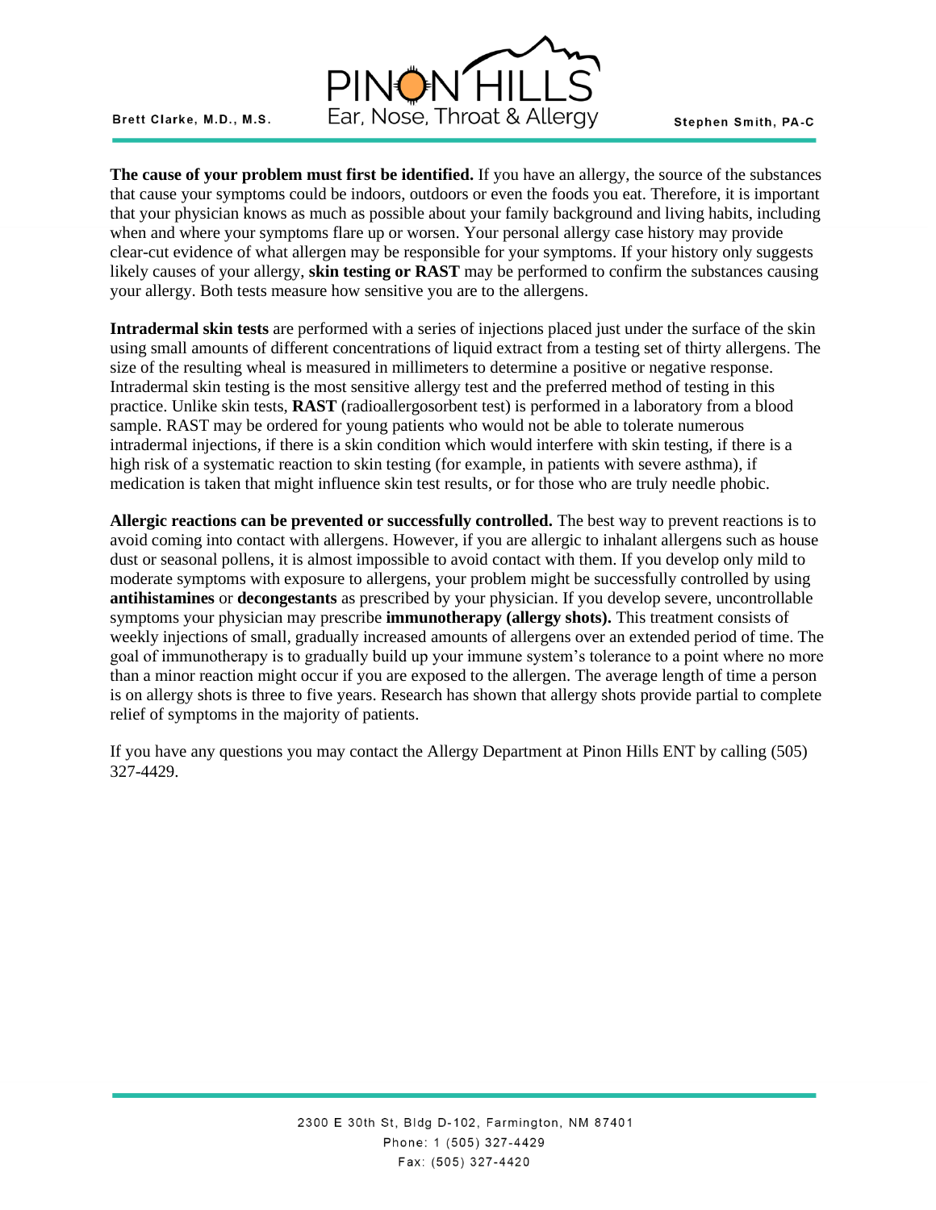**The cause of your problem must first be identified.** If you have an allergy, the source of the substances that cause your symptoms could be indoors, outdoors or even the foods you eat. Therefore, it is important that your physician knows as much as possible about your family background and living habits, including when and where your symptoms flare up or worsen. Your personal allergy case history may provide clear-cut evidence of what allergen may be responsible for your symptoms. If your history only suggests likely causes of your allergy, **skin testing or RAST** may be performed to confirm the substances causing your allergy. Both tests measure how sensitive you are to the allergens.

**Intradermal skin tests** are performed with a series of injections placed just under the surface of the skin using small amounts of different concentrations of liquid extract from a testing set of thirty allergens. The size of the resulting wheal is measured in millimeters to determine a positive or negative response. Intradermal skin testing is the most sensitive allergy test and the preferred method of testing in this practice. Unlike skin tests, **RAST** (radioallergosorbent test) is performed in a laboratory from a blood sample. RAST may be ordered for young patients who would not be able to tolerate numerous intradermal injections, if there is a skin condition which would interfere with skin testing, if there is a high risk of a systematic reaction to skin testing (for example, in patients with severe asthma), if medication is taken that might influence skin test results, or for those who are truly needle phobic.

**Allergic reactions can be prevented or successfully controlled.** The best way to prevent reactions is to avoid coming into contact with allergens. However, if you are allergic to inhalant allergens such as house dust or seasonal pollens, it is almost impossible to avoid contact with them. If you develop only mild to moderate symptoms with exposure to allergens, your problem might be successfully controlled by using **antihistamines** or **decongestants** as prescribed by your physician. If you develop severe, uncontrollable symptoms your physician may prescribe **immunotherapy (allergy shots).** This treatment consists of weekly injections of small, gradually increased amounts of allergens over an extended period of time. The goal of immunotherapy is to gradually build up your immune system's tolerance to a point where no more than a minor reaction might occur if you are exposed to the allergen. The average length of time a person is on allergy shots is three to five years. Research has shown that allergy shots provide partial to complete relief of symptoms in the majority of patients.

If you have any questions you may contact the Allergy Department at Pinon Hills ENT by calling (505) 327-4429.